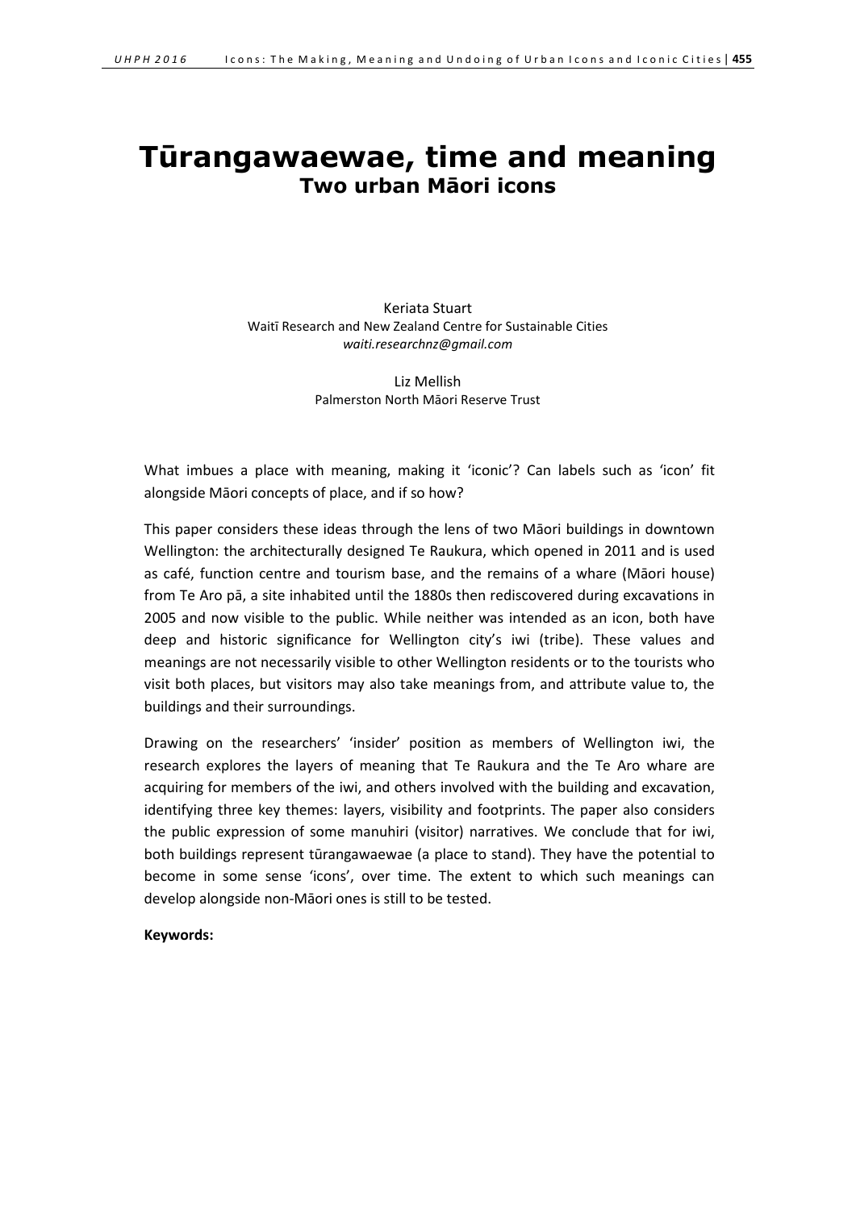# Tūrangawaewae, time and meaning

## Two urban Māori icons

Keriata Stuart  
Waitī Research and New Zealand Centre for Sustainable Cities  
*waiti.researchnz@gmail.com*

Liz Mellish  
Palmerston North Māori Reserve Trust

What imbues a place with meaning, making it 'iconic'? Can labels such as 'icon' fit alongside Māori concepts of place, and if so how?

This paper considers these ideas through the lens of two Māori buildings in downtown Wellington: the architecturally designed Te Raukura, which opened in 2011 and is used as café, function centre and tourism base, and the remains of a whare (Māori house) from Te Aro pā, a site inhabited until the 1880s then rediscovered during excavations in 2005 and now visible to the public. While neither was intended as an icon, both have deep and historic significance for Wellington city's iwi (tribe). These values and meanings are not necessarily visible to other Wellington residents or to the tourists who visit both places, but visitors may also take meanings from, and attribute value to, the buildings and their surroundings.

Drawing on the researchers' 'insider' position as members of Wellington iwi, the research explores the layers of meaning that Te Raukura and the Te Aro whare are acquiring for members of the iwi, and others involved with the building and excavation, identifying three key themes: layers, visibility and footprints. The paper also considers the public expression of some manuhiri (visitor) narratives. We conclude that for iwi, both buildings represent tūrangawaewae (a place to stand). They have the potential to become in some sense 'icons', over time. The extent to which such meanings can develop alongside non-Māori ones is still to be tested.

**Keywords:**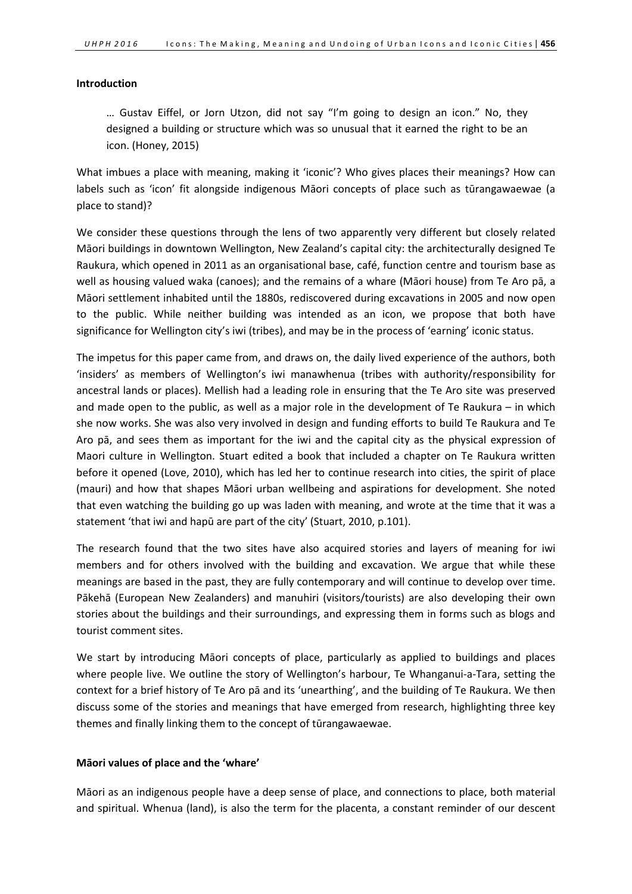## Introduction

> … Gustav Eiffel, or Jorn Utzon, did not say "I'm going to design an icon." No, they designed a building or structure which was so unusual that it earned the right to be an icon. (Honey, 2015)

What imbues a place with meaning, making it 'iconic'? Who gives places their meanings? How can labels such as 'icon' fit alongside indigenous Māori concepts of place such as tūrangawaewae (a place to stand)?

We consider these questions through the lens of two apparently very different but closely related Māori buildings in downtown Wellington, New Zealand's capital city: the architecturally designed Te Raukura, which opened in 2011 as an organisational base, café, function centre and tourism base as well as housing valued waka (canoes); and the remains of a whare (Māori house) from Te Aro pā, a Māori settlement inhabited until the 1880s, rediscovered during excavations in 2005 and now open to the public. While neither building was intended as an icon, we propose that both have significance for Wellington city's iwi (tribes), and may be in the process of 'earning' iconic status.

The impetus for this paper came from, and draws on, the daily lived experience of the authors, both 'insiders' as members of Wellington's iwi manawhenua (tribes with authority/responsibility for ancestral lands or places). Mellish had a leading role in ensuring that the Te Aro site was preserved and made open to the public, as well as a major role in the development of Te Raukura – in which she now works. She was also very involved in design and funding efforts to build Te Raukura and Te Aro pā, and sees them as important for the iwi and the capital city as the physical expression of Maori culture in Wellington. Stuart edited a book that included a chapter on Te Raukura written before it opened (Love, 2010), which has led her to continue research into cities, the spirit of place (mauri) and how that shapes Māori urban wellbeing and aspirations for development. She noted that even watching the building go up was laden with meaning, and wrote at the time that it was a statement 'that iwi and hapū are part of the city' (Stuart, 2010, p.101).

The research found that the two sites have also acquired stories and layers of meaning for iwi members and for others involved with the building and excavation. We argue that while these meanings are based in the past, they are fully contemporary and will continue to develop over time. Pākehā (European New Zealanders) and manuhiri (visitors/tourists) are also developing their own stories about the buildings and their surroundings, and expressing them in forms such as blogs and tourist comment sites.

We start by introducing Māori concepts of place, particularly as applied to buildings and places where people live. We outline the story of Wellington's harbour, Te Whanganui-a-Tara, setting the context for a brief history of Te Aro pā and its 'unearthing', and the building of Te Raukura. We then discuss some of the stories and meanings that have emerged from research, highlighting three key themes and finally linking them to the concept of tūrangawaewae.

## Māori values of place and the 'whare'

Māori as an indigenous people have a deep sense of place, and connections to place, both material and spiritual. Whenua (land), is also the term for the placenta, a constant reminder of our descent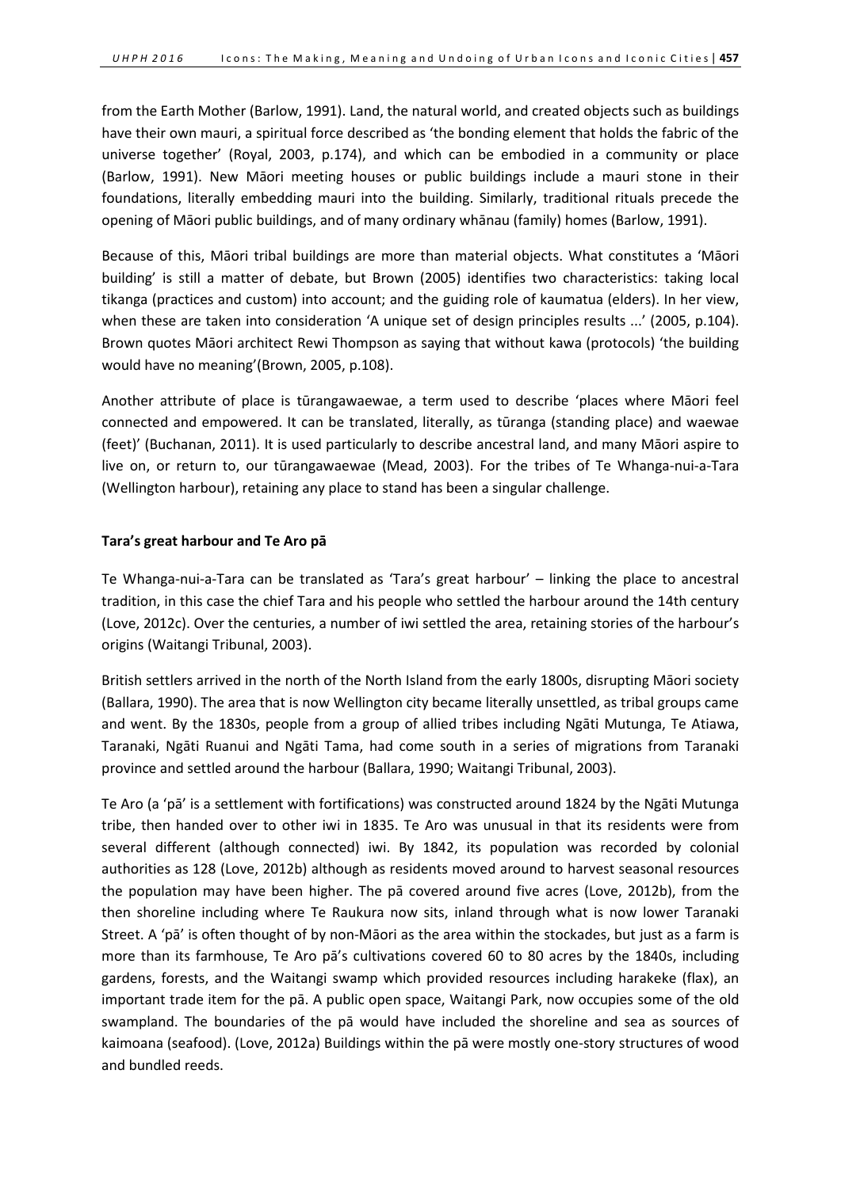from the Earth Mother (Barlow, 1991). Land, the natural world, and created objects such as buildings have their own mauri, a spiritual force described as 'the bonding element that holds the fabric of the universe together' (Royal, 2003, p.174), and which can be embodied in a community or place (Barlow, 1991). New Māori meeting houses or public buildings include a mauri stone in their foundations, literally embedding mauri into the building. Similarly, traditional rituals precede the opening of Māori public buildings, and of many ordinary whānau (family) homes (Barlow, 1991).

Because of this, Māori tribal buildings are more than material objects. What constitutes a 'Māori building' is still a matter of debate, but Brown (2005) identifies two characteristics: taking local tikanga (practices and custom) into account; and the guiding role of kaumatua (elders). In her view, when these are taken into consideration 'A unique set of design principles results ...' (2005, p.104). Brown quotes Māori architect Rewi Thompson as saying that without kawa (protocols) 'the building would have no meaning'(Brown, 2005, p.108).

Another attribute of place is tūrangawaewae, a term used to describe 'places where Māori feel connected and empowered. It can be translated, literally, as tūranga (standing place) and waewae (feet)' (Buchanan, 2011). It is used particularly to describe ancestral land, and many Māori aspire to live on, or return to, our tūrangawaewae (Mead, 2003). For the tribes of Te Whanga-nui-a-Tara (Wellington harbour), retaining any place to stand has been a singular challenge.

**Tara's great harbour and Te Aro pā**

Te Whanga-nui-a-Tara can be translated as 'Tara's great harbour' – linking the place to ancestral tradition, in this case the chief Tara and his people who settled the harbour around the 14th century (Love, 2012c). Over the centuries, a number of iwi settled the area, retaining stories of the harbour's origins (Waitangi Tribunal, 2003).

British settlers arrived in the north of the North Island from the early 1800s, disrupting Māori society (Ballara, 1990). The area that is now Wellington city became literally unsettled, as tribal groups came and went. By the 1830s, people from a group of allied tribes including Ngāti Mutunga, Te Atiawa, Taranaki, Ngāti Ruanui and Ngāti Tama, had come south in a series of migrations from Taranaki province and settled around the harbour (Ballara, 1990; Waitangi Tribunal, 2003).

Te Aro (a 'pā' is a settlement with fortifications) was constructed around 1824 by the Ngāti Mutunga tribe, then handed over to other iwi in 1835. Te Aro was unusual in that its residents were from several different (although connected) iwi. By 1842, its population was recorded by colonial authorities as 128 (Love, 2012b) although as residents moved around to harvest seasonal resources the population may have been higher. The pā covered around five acres (Love, 2012b), from the then shoreline including where Te Raukura now sits, inland through what is now lower Taranaki Street. A 'pā' is often thought of by non-Māori as the area within the stockades, but just as a farm is more than its farmhouse, Te Aro pā's cultivations covered 60 to 80 acres by the 1840s, including gardens, forests, and the Waitangi swamp which provided resources including harakeke (flax), an important trade item for the pā. A public open space, Waitangi Park, now occupies some of the old swampland. The boundaries of the pā would have included the shoreline and sea as sources of kaimoana (seafood). (Love, 2012a) Buildings within the pā were mostly one-story structures of wood and bundled reeds.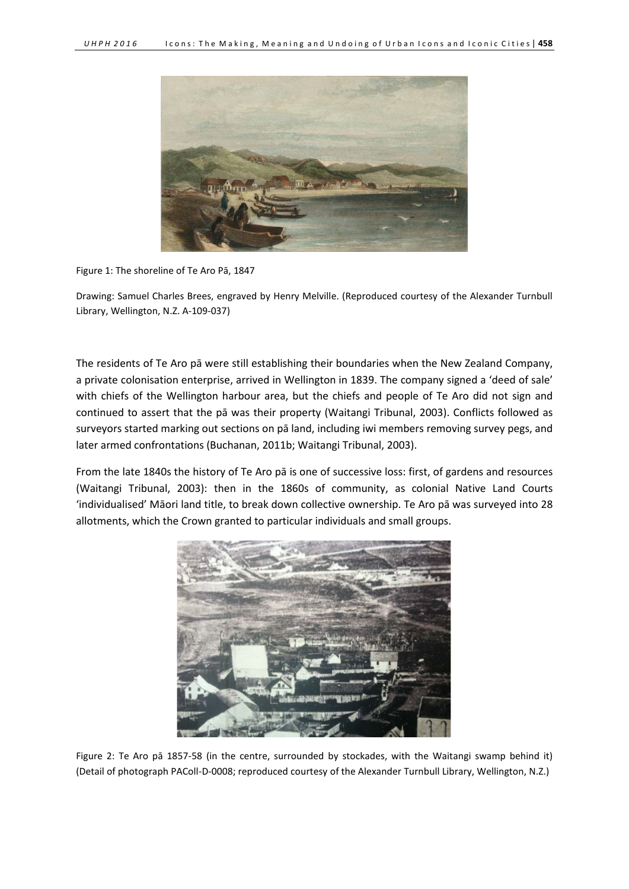Figure 1: The shoreline of Te Aro Pā, 1847

Drawing: Samuel Charles Brees, engraved by Henry Melville. (Reproduced courtesy of the Alexander Turnbull Library, Wellington, N.Z. A-109-037)

The residents of Te Aro pā were still establishing their boundaries when the New Zealand Company, a private colonisation enterprise, arrived in Wellington in 1839. The company signed a 'deed of sale' with chiefs of the Wellington harbour area, but the chiefs and people of Te Aro did not sign and continued to assert that the pā was their property (Waitangi Tribunal, 2003). Conflicts followed as surveyors started marking out sections on pā land, including iwi members removing survey pegs, and later armed confrontations (Buchanan, 2011b; Waitangi Tribunal, 2003).

From the late 1840s the history of Te Aro pā is one of successive loss: first, of gardens and resources (Waitangi Tribunal, 2003): then in the 1860s of community, as colonial Native Land Courts 'individualised' Māori land title, to break down collective ownership. Te Aro pā was surveyed into 28 allotments, which the Crown granted to particular individuals and small groups.

Figure 2: Te Aro pā 1857-58 (in the centre, surrounded by stockades, with the Waitangi swamp behind it) (Detail of photograph PAColl-D-0008; reproduced courtesy of the Alexander Turnbull Library, Wellington, N.Z.)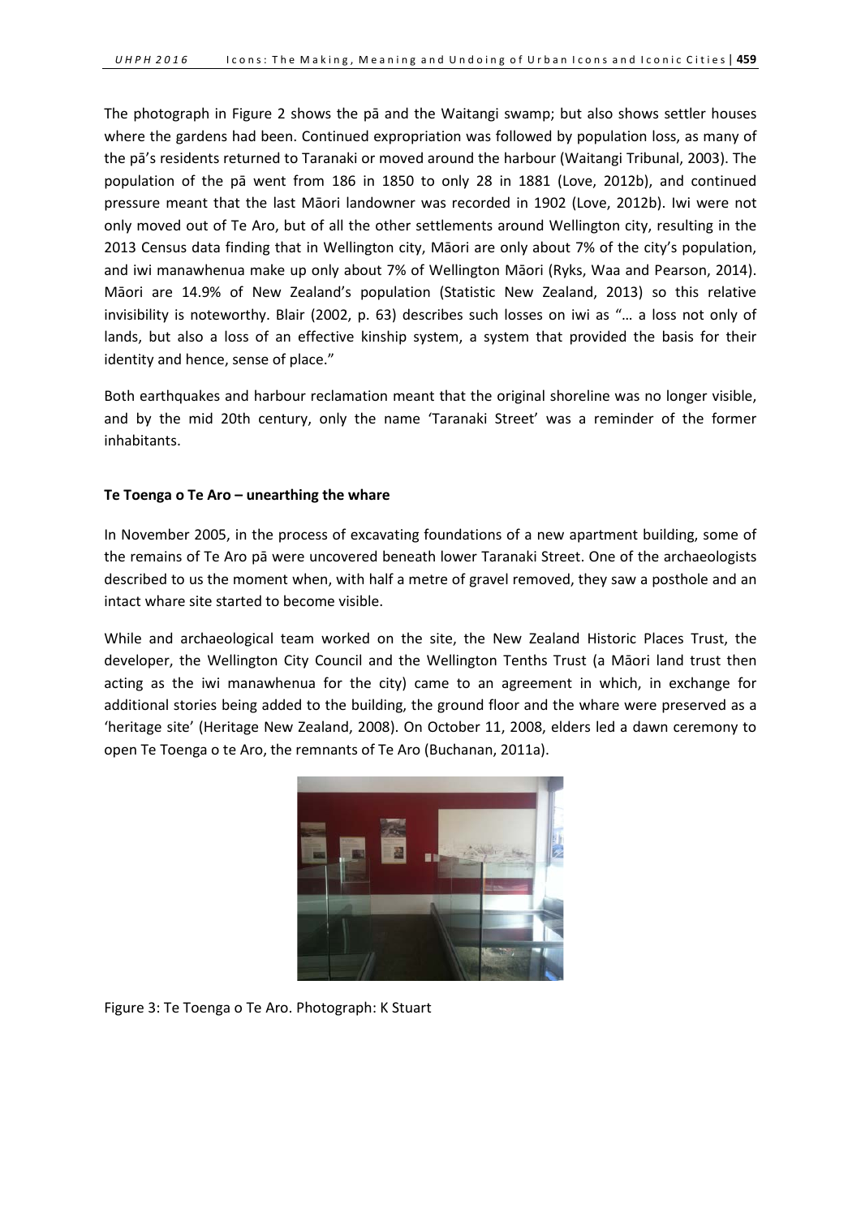The photograph in Figure 2 shows the pā and the Waitangi swamp; but also shows settler houses where the gardens had been. Continued expropriation was followed by population loss, as many of the pā's residents returned to Taranaki or moved around the harbour (Waitangi Tribunal, 2003). The population of the pā went from 186 in 1850 to only 28 in 1881 (Love, 2012b), and continued pressure meant that the last Māori landowner was recorded in 1902 (Love, 2012b). Iwi were not only moved out of Te Aro, but of all the other settlements around Wellington city, resulting in the 2013 Census data finding that in Wellington city, Māori are only about 7% of the city's population, and iwi manawhenua make up only about 7% of Wellington Māori (Ryks, Waa and Pearson, 2014). Māori are 14.9% of New Zealand's population (Statistic New Zealand, 2013) so this relative invisibility is noteworthy. Blair (2002, p. 63) describes such losses on iwi as "… a loss not only of lands, but also a loss of an effective kinship system, a system that provided the basis for their identity and hence, sense of place."

Both earthquakes and harbour reclamation meant that the original shoreline was no longer visible, and by the mid 20th century, only the name 'Taranaki Street' was a reminder of the former inhabitants.

**Te Toenga o Te Aro – unearthing the whare**

In November 2005, in the process of excavating foundations of a new apartment building, some of the remains of Te Aro pā were uncovered beneath lower Taranaki Street. One of the archaeologists described to us the moment when, with half a metre of gravel removed, they saw a posthole and an intact whare site started to become visible.

While and archaeological team worked on the site, the New Zealand Historic Places Trust, the developer, the Wellington City Council and the Wellington Tenths Trust (a Māori land trust then acting as the iwi manawhenua for the city) came to an agreement in which, in exchange for additional stories being added to the building, the ground floor and the whare were preserved as a 'heritage site' (Heritage New Zealand, 2008). On October 11, 2008, elders led a dawn ceremony to open Te Toenga o te Aro, the remnants of Te Aro (Buchanan, 2011a).

Figure 3: Te Toenga o Te Aro. Photograph: K Stuart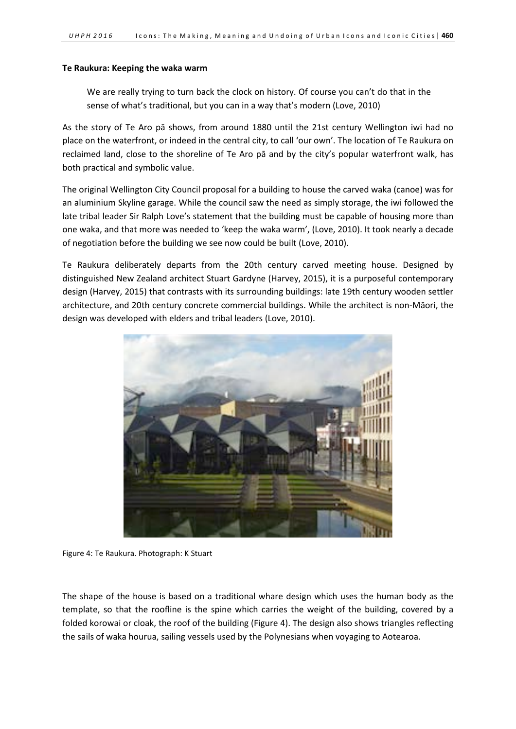**Te Raukura: Keeping the waka warm**

> We are really trying to turn back the clock on history. Of course you can't do that in the sense of what's traditional, but you can in a way that's modern (Love, 2010)

As the story of Te Aro pā shows, from around 1880 until the 21st century Wellington iwi had no place on the waterfront, or indeed in the central city, to call 'our own'. The location of Te Raukura on reclaimed land, close to the shoreline of Te Aro pā and by the city's popular waterfront walk, has both practical and symbolic value.

The original Wellington City Council proposal for a building to house the carved waka (canoe) was for an aluminium Skyline garage. While the council saw the need as simply storage, the iwi followed the late tribal leader Sir Ralph Love's statement that the building must be capable of housing more than one waka, and that more was needed to 'keep the waka warm', (Love, 2010). It took nearly a decade of negotiation before the building we see now could be built (Love, 2010).

Te Raukura deliberately departs from the 20th century carved meeting house. Designed by distinguished New Zealand architect Stuart Gardyne (Harvey, 2015), it is a purposeful contemporary design (Harvey, 2015) that contrasts with its surrounding buildings: late 19th century wooden settler architecture, and 20th century concrete commercial buildings. While the architect is non-Māori, the design was developed with elders and tribal leaders (Love, 2010).

Figure 4: Te Raukura. Photograph: K Stuart

The shape of the house is based on a traditional whare design which uses the human body as the template, so that the roofline is the spine which carries the weight of the building, covered by a folded korowai or cloak, the roof of the building (Figure 4). The design also shows triangles reflecting the sails of waka hourua, sailing vessels used by the Polynesians when voyaging to Aotearoa.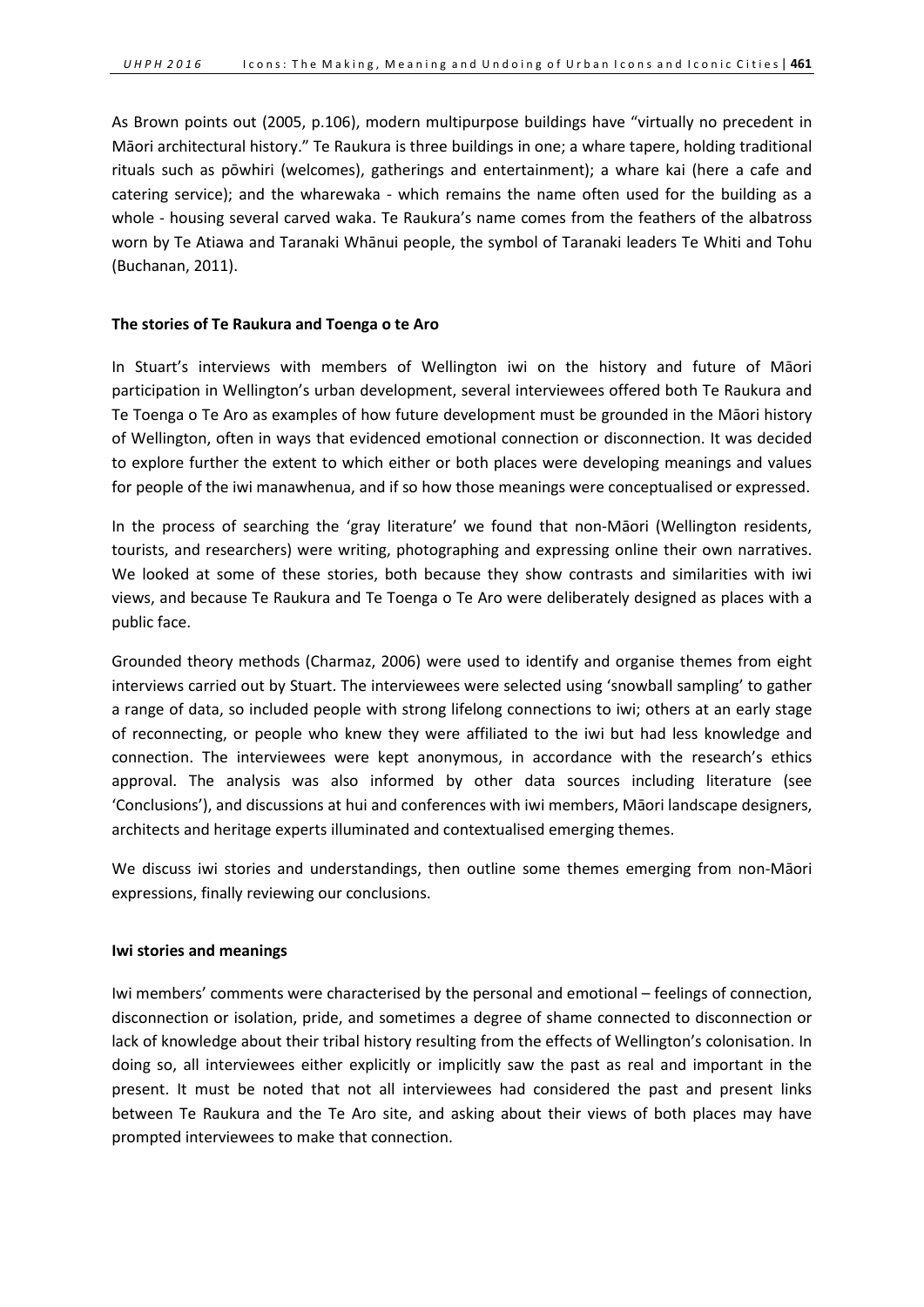As Brown points out (2005, p.106), modern multipurpose buildings have "virtually no precedent in Māori architectural history." Te Raukura is three buildings in one; a whare tapere, holding traditional rituals such as pōwhiri (welcomes), gatherings and entertainment); a whare kai (here a cafe and catering service); and the wharewaka - which remains the name often used for the building as a whole - housing several carved waka. Te Raukura's name comes from the feathers of the albatross worn by Te Atiawa and Taranaki Whānui people, the symbol of Taranaki leaders Te Whiti and Tohu (Buchanan, 2011).

**The stories of Te Raukura and Toenga o te Aro**

In Stuart's interviews with members of Wellington iwi on the history and future of Māori participation in Wellington's urban development, several interviewees offered both Te Raukura and Te Toenga o Te Aro as examples of how future development must be grounded in the Māori history of Wellington, often in ways that evidenced emotional connection or disconnection. It was decided to explore further the extent to which either or both places were developing meanings and values for people of the iwi manawhenua, and if so how those meanings were conceptualised or expressed.

In the process of searching the 'gray literature' we found that non-Māori (Wellington residents, tourists, and researchers) were writing, photographing and expressing online their own narratives. We looked at some of these stories, both because they show contrasts and similarities with iwi views, and because Te Raukura and Te Toenga o Te Aro were deliberately designed as places with a public face.

Grounded theory methods (Charmaz, 2006) were used to identify and organise themes from eight interviews carried out by Stuart. The interviewees were selected using 'snowball sampling' to gather a range of data, so included people with strong lifelong connections to iwi; others at an early stage of reconnecting, or people who knew they were affiliated to the iwi but had less knowledge and connection. The interviewees were kept anonymous, in accordance with the research's ethics approval. The analysis was also informed by other data sources including literature (see 'Conclusions'), and discussions at hui and conferences with iwi members, Māori landscape designers, architects and heritage experts illuminated and contextualised emerging themes.

We discuss iwi stories and understandings, then outline some themes emerging from non-Māori expressions, finally reviewing our conclusions.

**Iwi stories and meanings**

Iwi members' comments were characterised by the personal and emotional – feelings of connection, disconnection or isolation, pride, and sometimes a degree of shame connected to disconnection or lack of knowledge about their tribal history resulting from the effects of Wellington's colonisation. In doing so, all interviewees either explicitly or implicitly saw the past as real and important in the present. It must be noted that not all interviewees had considered the past and present links between Te Raukura and the Te Aro site, and asking about their views of both places may have prompted interviewees to make that connection.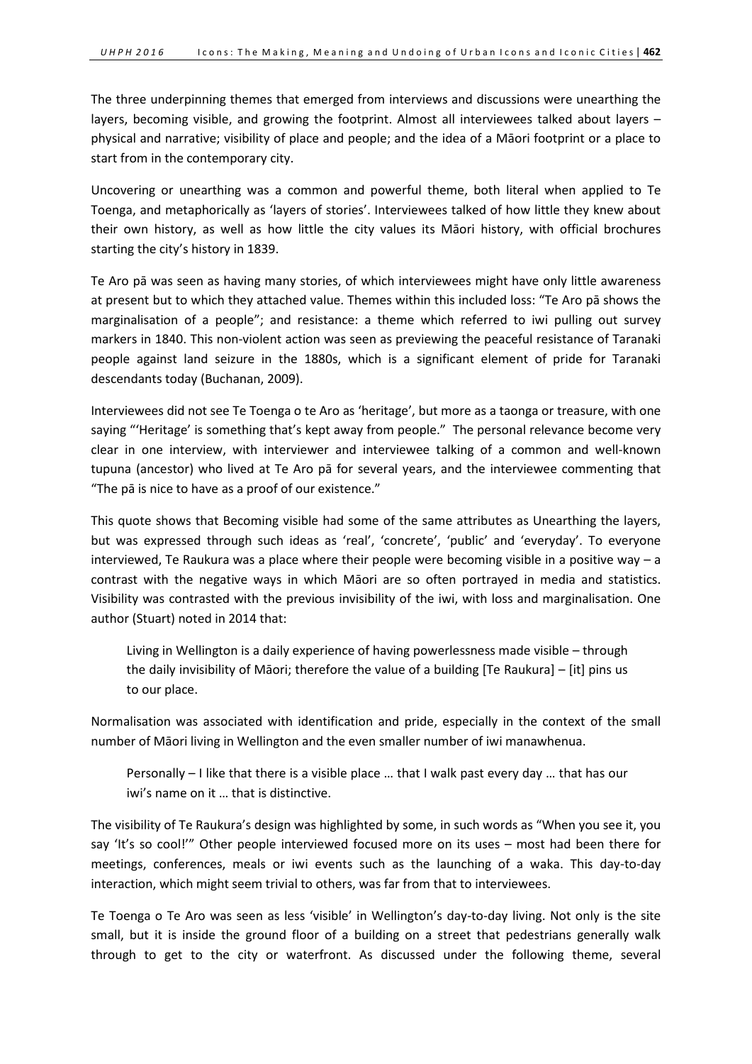The three underpinning themes that emerged from interviews and discussions were unearthing the layers, becoming visible, and growing the footprint. Almost all interviewees talked about layers – physical and narrative; visibility of place and people; and the idea of a Māori footprint or a place to start from in the contemporary city.

Uncovering or unearthing was a common and powerful theme, both literal when applied to Te Toenga, and metaphorically as 'layers of stories'. Interviewees talked of how little they knew about their own history, as well as how little the city values its Māori history, with official brochures starting the city's history in 1839.

Te Aro pā was seen as having many stories, of which interviewees might have only little awareness at present but to which they attached value. Themes within this included loss: "Te Aro pā shows the marginalisation of a people"; and resistance: a theme which referred to iwi pulling out survey markers in 1840. This non-violent action was seen as previewing the peaceful resistance of Taranaki people against land seizure in the 1880s, which is a significant element of pride for Taranaki descendants today (Buchanan, 2009).

Interviewees did not see Te Toenga o te Aro as 'heritage', but more as a taonga or treasure, with one saying "'Heritage' is something that's kept away from people." The personal relevance become very clear in one interview, with interviewer and interviewee talking of a common and well-known tupuna (ancestor) who lived at Te Aro pā for several years, and the interviewee commenting that "The pā is nice to have as a proof of our existence."

This quote shows that Becoming visible had some of the same attributes as Unearthing the layers, but was expressed through such ideas as 'real', 'concrete', 'public' and 'everyday'. To everyone interviewed, Te Raukura was a place where their people were becoming visible in a positive way – a contrast with the negative ways in which Māori are so often portrayed in media and statistics. Visibility was contrasted with the previous invisibility of the iwi, with loss and marginalisation. One author (Stuart) noted in 2014 that:

> Living in Wellington is a daily experience of having powerlessness made visible – through the daily invisibility of Māori; therefore the value of a building [Te Raukura] – [it] pins us to our place.

Normalisation was associated with identification and pride, especially in the context of the small number of Māori living in Wellington and the even smaller number of iwi manawhenua.

> Personally – I like that there is a visible place … that I walk past every day … that has our iwi's name on it … that is distinctive.

The visibility of Te Raukura's design was highlighted by some, in such words as "When you see it, you say 'It's so cool!'" Other people interviewed focused more on its uses – most had been there for meetings, conferences, meals or iwi events such as the launching of a waka. This day-to-day interaction, which might seem trivial to others, was far from that to interviewees.

Te Toenga o Te Aro was seen as less 'visible' in Wellington's day-to-day living. Not only is the site small, but it is inside the ground floor of a building on a street that pedestrians generally walk through to get to the city or waterfront. As discussed under the following theme, several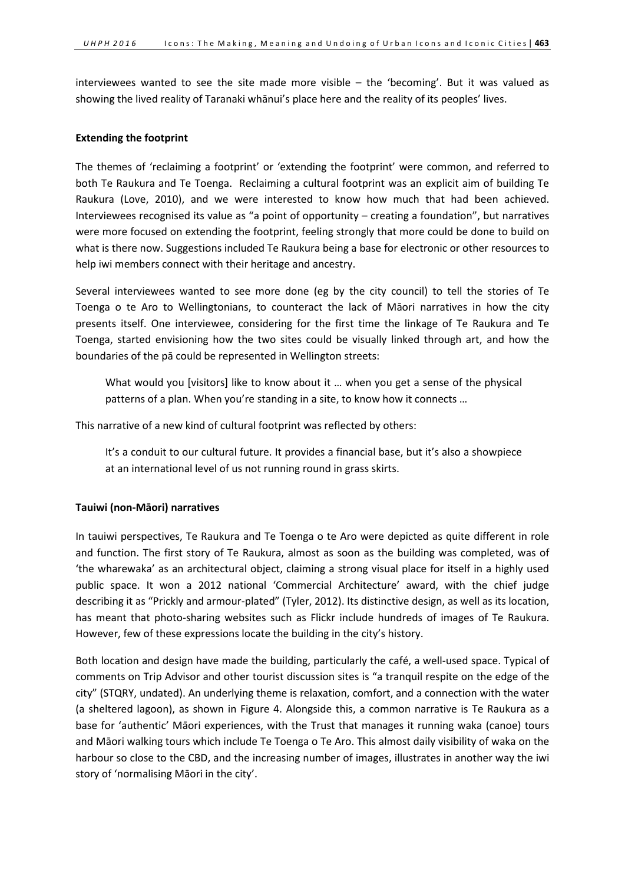interviewees wanted to see the site made more visible – the 'becoming'. But it was valued as showing the lived reality of Taranaki whānui's place here and the reality of its peoples' lives.

**Extending the footprint**

The themes of 'reclaiming a footprint' or 'extending the footprint' were common, and referred to both Te Raukura and Te Toenga. Reclaiming a cultural footprint was an explicit aim of building Te Raukura (Love, 2010), and we were interested to know how much that had been achieved. Interviewees recognised its value as "a point of opportunity – creating a foundation", but narratives were more focused on extending the footprint, feeling strongly that more could be done to build on what is there now. Suggestions included Te Raukura being a base for electronic or other resources to help iwi members connect with their heritage and ancestry.

Several interviewees wanted to see more done (eg by the city council) to tell the stories of Te Toenga o te Aro to Wellingtonians, to counteract the lack of Māori narratives in how the city presents itself. One interviewee, considering for the first time the linkage of Te Raukura and Te Toenga, started envisioning how the two sites could be visually linked through art, and how the boundaries of the pā could be represented in Wellington streets:

> What would you [visitors] like to know about it … when you get a sense of the physical patterns of a plan. When you're standing in a site, to know how it connects …

This narrative of a new kind of cultural footprint was reflected by others:

> It's a conduit to our cultural future. It provides a financial base, but it's also a showpiece at an international level of us not running round in grass skirts.

**Tauiwi (non-Māori) narratives**

In tauiwi perspectives, Te Raukura and Te Toenga o te Aro were depicted as quite different in role and function. The first story of Te Raukura, almost as soon as the building was completed, was of 'the wharewaka' as an architectural object, claiming a strong visual place for itself in a highly used public space. It won a 2012 national 'Commercial Architecture' award, with the chief judge describing it as "Prickly and armour-plated" (Tyler, 2012). Its distinctive design, as well as its location, has meant that photo-sharing websites such as Flickr include hundreds of images of Te Raukura. However, few of these expressions locate the building in the city's history.

Both location and design have made the building, particularly the café, a well-used space. Typical of comments on Trip Advisor and other tourist discussion sites is "a tranquil respite on the edge of the city" (STQRY, undated). An underlying theme is relaxation, comfort, and a connection with the water (a sheltered lagoon), as shown in Figure 4. Alongside this, a common narrative is Te Raukura as a base for 'authentic' Māori experiences, with the Trust that manages it running waka (canoe) tours and Māori walking tours which include Te Toenga o Te Aro. This almost daily visibility of waka on the harbour so close to the CBD, and the increasing number of images, illustrates in another way the iwi story of 'normalising Māori in the city'.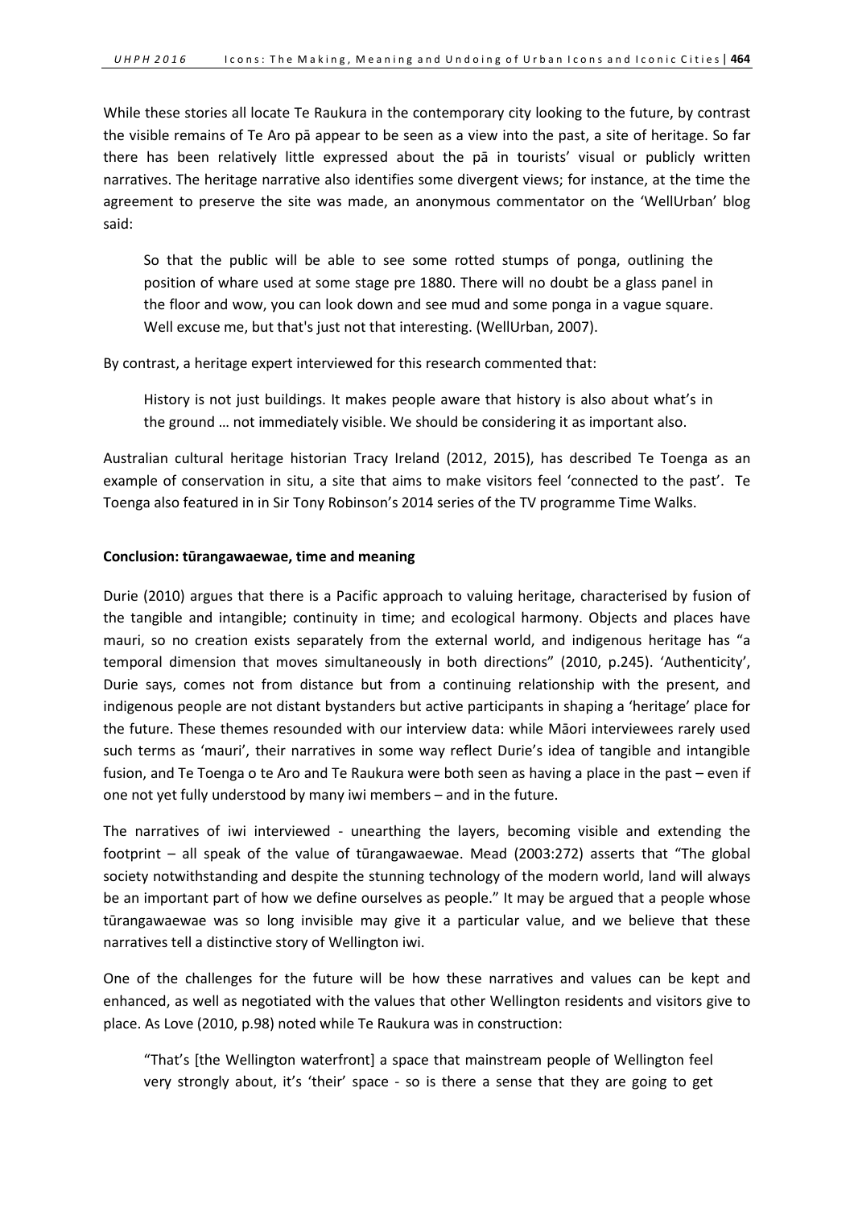While these stories all locate Te Raukura in the contemporary city looking to the future, by contrast the visible remains of Te Aro pā appear to be seen as a view into the past, a site of heritage. So far there has been relatively little expressed about the pā in tourists' visual or publicly written narratives. The heritage narrative also identifies some divergent views; for instance, at the time the agreement to preserve the site was made, an anonymous commentator on the 'WellUrban' blog said:

> So that the public will be able to see some rotted stumps of ponga, outlining the position of whare used at some stage pre 1880. There will no doubt be a glass panel in the floor and wow, you can look down and see mud and some ponga in a vague square. Well excuse me, but that's just not that interesting. (WellUrban, 2007).

By contrast, a heritage expert interviewed for this research commented that:

> History is not just buildings. It makes people aware that history is also about what's in the ground … not immediately visible. We should be considering it as important also.

Australian cultural heritage historian Tracy Ireland (2012, 2015), has described Te Toenga as an example of conservation in situ, a site that aims to make visitors feel 'connected to the past'. Te Toenga also featured in in Sir Tony Robinson's 2014 series of the TV programme Time Walks.

**Conclusion: tūrangawaewae, time and meaning**

Durie (2010) argues that there is a Pacific approach to valuing heritage, characterised by fusion of the tangible and intangible; continuity in time; and ecological harmony. Objects and places have mauri, so no creation exists separately from the external world, and indigenous heritage has "a temporal dimension that moves simultaneously in both directions" (2010, p.245). 'Authenticity', Durie says, comes not from distance but from a continuing relationship with the present, and indigenous people are not distant bystanders but active participants in shaping a 'heritage' place for the future. These themes resounded with our interview data: while Māori interviewees rarely used such terms as 'mauri', their narratives in some way reflect Durie's idea of tangible and intangible fusion, and Te Toenga o te Aro and Te Raukura were both seen as having a place in the past – even if one not yet fully understood by many iwi members – and in the future.

The narratives of iwi interviewed - unearthing the layers, becoming visible and extending the footprint – all speak of the value of tūrangawaewae. Mead (2003:272) asserts that "The global society notwithstanding and despite the stunning technology of the modern world, land will always be an important part of how we define ourselves as people." It may be argued that a people whose tūrangawaewae was so long invisible may give it a particular value, and we believe that these narratives tell a distinctive story of Wellington iwi.

One of the challenges for the future will be how these narratives and values can be kept and enhanced, as well as negotiated with the values that other Wellington residents and visitors give to place. As Love (2010, p.98) noted while Te Raukura was in construction:

> "That's [the Wellington waterfront] a space that mainstream people of Wellington feel very strongly about, it's 'their' space - so is there a sense that they are going to get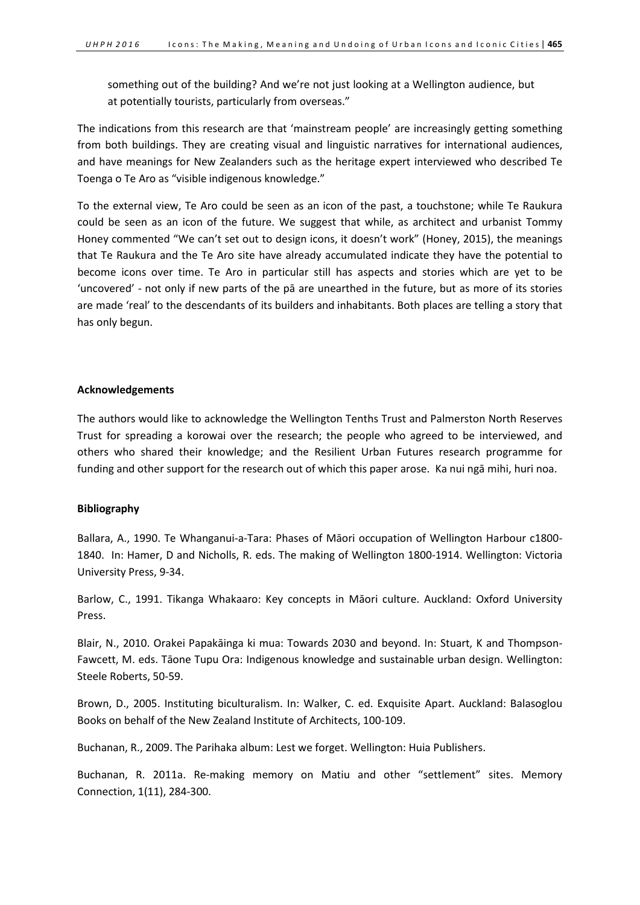something out of the building? And we're not just looking at a Wellington audience, but at potentially tourists, particularly from overseas."

The indications from this research are that 'mainstream people' are increasingly getting something from both buildings. They are creating visual and linguistic narratives for international audiences, and have meanings for New Zealanders such as the heritage expert interviewed who described Te Toenga o Te Aro as "visible indigenous knowledge."

To the external view, Te Aro could be seen as an icon of the past, a touchstone; while Te Raukura could be seen as an icon of the future. We suggest that while, as architect and urbanist Tommy Honey commented "We can't set out to design icons, it doesn't work" (Honey, 2015), the meanings that Te Raukura and the Te Aro site have already accumulated indicate they have the potential to become icons over time. Te Aro in particular still has aspects and stories which are yet to be 'uncovered' - not only if new parts of the pā are unearthed in the future, but as more of its stories are made 'real' to the descendants of its builders and inhabitants. Both places are telling a story that has only begun.

**Acknowledgements**

The authors would like to acknowledge the Wellington Tenths Trust and Palmerston North Reserves Trust for spreading a korowai over the research; the people who agreed to be interviewed, and others who shared their knowledge; and the Resilient Urban Futures research programme for funding and other support for the research out of which this paper arose. Ka nui ngā mihi, huri noa.

**Bibliography**

Ballara, A., 1990. Te Whanganui-a-Tara: Phases of Māori occupation of Wellington Harbour c1800-1840. In: Hamer, D and Nicholls, R. eds. The making of Wellington 1800-1914. Wellington: Victoria University Press, 9-34.

Barlow, C., 1991. Tikanga Whakaaro: Key concepts in Māori culture. Auckland: Oxford University Press.

Blair, N., 2010. Orakei Papakāinga ki mua: Towards 2030 and beyond. In: Stuart, K and Thompson-Fawcett, M. eds. Tāone Tupu Ora: Indigenous knowledge and sustainable urban design. Wellington: Steele Roberts, 50-59.

Brown, D., 2005. Instituting biculturalism. In: Walker, C. ed. Exquisite Apart. Auckland: Balasoglou Books on behalf of the New Zealand Institute of Architects, 100-109.

Buchanan, R., 2009. The Parihaka album: Lest we forget. Wellington: Huia Publishers.

Buchanan, R. 2011a. Re-making memory on Matiu and other "settlement" sites. Memory Connection, 1(11), 284-300.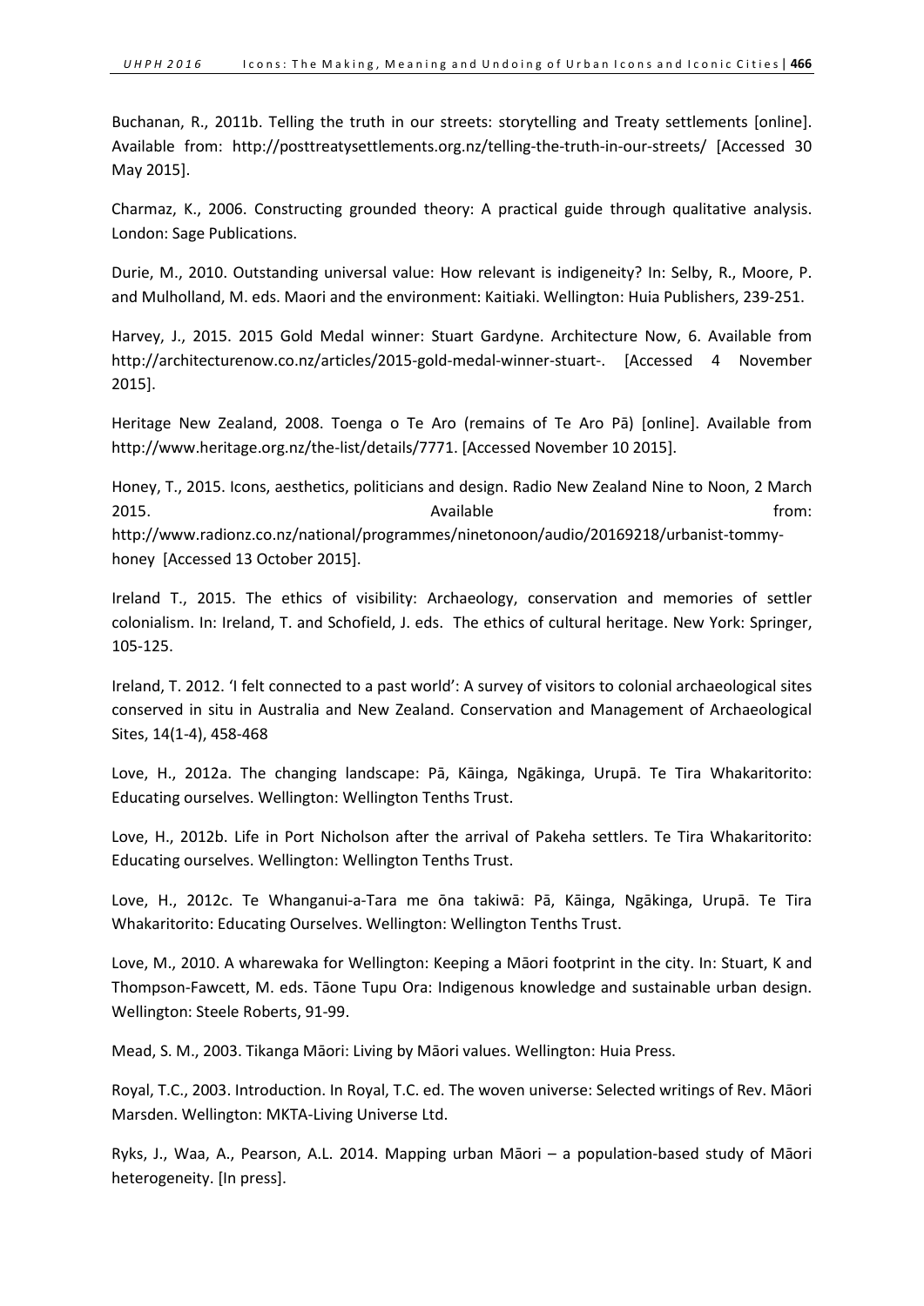Buchanan, R., 2011b. Telling the truth in our streets: storytelling and Treaty settlements [online]. Available from: http://posttreatysettlements.org.nz/telling-the-truth-in-our-streets/ [Accessed 30 May 2015].

Charmaz, K., 2006. Constructing grounded theory: A practical guide through qualitative analysis. London: Sage Publications.

Durie, M., 2010. Outstanding universal value: How relevant is indigeneity? In: Selby, R., Moore, P. and Mulholland, M. eds. Maori and the environment: Kaitiaki. Wellington: Huia Publishers, 239-251.

Harvey, J., 2015. 2015 Gold Medal winner: Stuart Gardyne. Architecture Now, 6. Available from http://architecturenow.co.nz/articles/2015-gold-medal-winner-stuart-. [Accessed 4 November 2015].

Heritage New Zealand, 2008. Toenga o Te Aro (remains of Te Aro Pā) [online]. Available from http://www.heritage.org.nz/the-list/details/7771. [Accessed November 10 2015].

Honey, T., 2015. Icons, aesthetics, politicians and design. Radio New Zealand Nine to Noon, 2 March 2015. Available from: http://www.radionz.co.nz/national/programmes/ninetonoon/audio/20169218/urbanist-tommy-honey [Accessed 13 October 2015].

Ireland T., 2015. The ethics of visibility: Archaeology, conservation and memories of settler colonialism. In: Ireland, T. and Schofield, J. eds. The ethics of cultural heritage. New York: Springer, 105-125.

Ireland, T. 2012. 'I felt connected to a past world': A survey of visitors to colonial archaeological sites conserved in situ in Australia and New Zealand. Conservation and Management of Archaeological Sites, 14(1-4), 458-468

Love, H., 2012a. The changing landscape: Pā, Kāinga, Ngākinga, Urupā. Te Tira Whakaritorito: Educating ourselves. Wellington: Wellington Tenths Trust.

Love, H., 2012b. Life in Port Nicholson after the arrival of Pakeha settlers. Te Tira Whakaritorito: Educating ourselves. Wellington: Wellington Tenths Trust.

Love, H., 2012c. Te Whanganui-a-Tara me ōna takiwā: Pā, Kāinga, Ngākinga, Urupā. Te Tira Whakaritorito: Educating Ourselves. Wellington: Wellington Tenths Trust.

Love, M., 2010. A wharewaka for Wellington: Keeping a Māori footprint in the city. In: Stuart, K and Thompson-Fawcett, M. eds. Tāone Tupu Ora: Indigenous knowledge and sustainable urban design. Wellington: Steele Roberts, 91-99.

Mead, S. M., 2003. Tikanga Māori: Living by Māori values. Wellington: Huia Press.

Royal, T.C., 2003. Introduction. In Royal, T.C. ed. The woven universe: Selected writings of Rev. Māori Marsden. Wellington: MKTA-Living Universe Ltd.

Ryks, J., Waa, A., Pearson, A.L. 2014. Mapping urban Māori – a population-based study of Māori heterogeneity. [In press].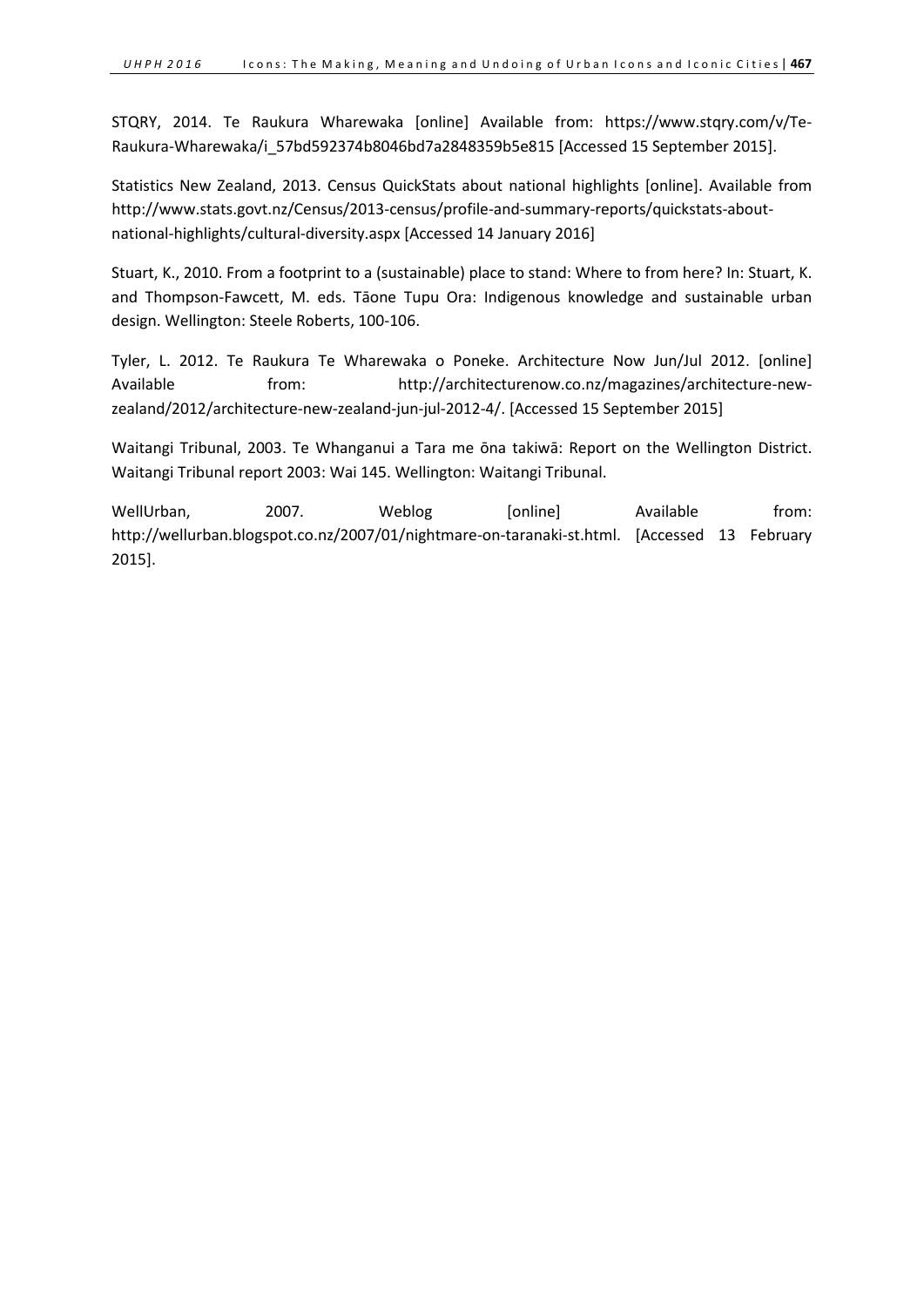STQRY, 2014. Te Raukura Wharewaka [online] Available from: https://www.stqry.com/v/Te-Raukura-Wharewaka/i_57bd592374b8046bd7a2848359b5e815 [Accessed 15 September 2015].

Statistics New Zealand, 2013. Census QuickStats about national highlights [online]. Available from http://www.stats.govt.nz/Census/2013-census/profile-and-summary-reports/quickstats-about-national-highlights/cultural-diversity.aspx [Accessed 14 January 2016]

Stuart, K., 2010. From a footprint to a (sustainable) place to stand: Where to from here? In: Stuart, K. and Thompson-Fawcett, M. eds. Tāone Tupu Ora: Indigenous knowledge and sustainable urban design. Wellington: Steele Roberts, 100-106.

Tyler, L. 2012. Te Raukura Te Wharewaka o Poneke. Architecture Now Jun/Jul 2012. [online] Available from: http://architecturenow.co.nz/magazines/architecture-new-zealand/2012/architecture-new-zealand-jun-jul-2012-4/. [Accessed 15 September 2015]

Waitangi Tribunal, 2003. Te Whanganui a Tara me ōna takiwā: Report on the Wellington District. Waitangi Tribunal report 2003: Wai 145. Wellington: Waitangi Tribunal.

WellUrban, 2007. Weblog [online] Available from: http://wellurban.blogspot.co.nz/2007/01/nightmare-on-taranaki-st.html. [Accessed 13 February 2015].